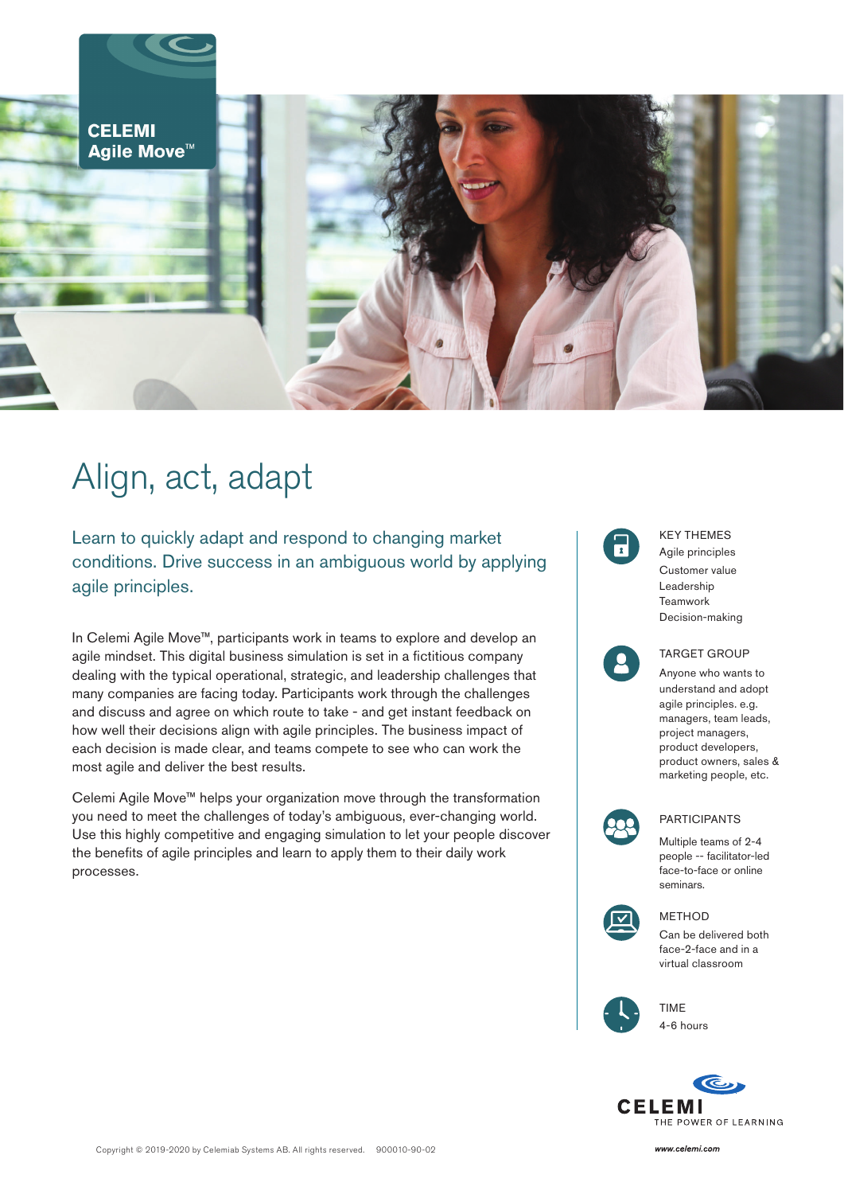**CELEMI**
**Agile Move™**

# Align, act, adapt

## Learn to quickly adapt and respond to changing market conditions. Drive success in an ambiguous world by applying agile principles.

In Celemi Agile Move™, participants work in teams to explore and develop an agile mindset. This digital business simulation is set in a fictitious company dealing with the typical operational, strategic, and leadership challenges that many companies are facing today. Participants work through the challenges and discuss and agree on which route to take - and get instant feedback on how well their decisions align with agile principles. The business impact of each decision is made clear, and teams compete to see who can work the most agile and deliver the best results.

Celemi Agile Move™ helps your organization move through the transformation you need to meet the challenges of today's ambiguous, ever-changing world. Use this highly competitive and engaging simulation to let your people discover the benefits of agile principles and learn to apply them to their daily work processes.

**KEY THEMES**
Agile principles
Customer value
Leadership
Teamwork
Decision-making

**TARGET GROUP**
Anyone who wants to understand and adopt agile principles. e.g. managers, team leads, project managers, product developers, product owners, sales & marketing people, etc.

**PARTICIPANTS**
Multiple teams of 2-4 people -- facilitator-led face-to-face or online seminars.

**METHOD**
Can be delivered both face-2-face and in a virtual classroom

**TIME**
4-6 hours

CELEMI
THE POWER OF LEARNING

Copyright © 2019-2020 by Celemiab Systems AB. All rights reserved. 900010-90-02

www.celemi.com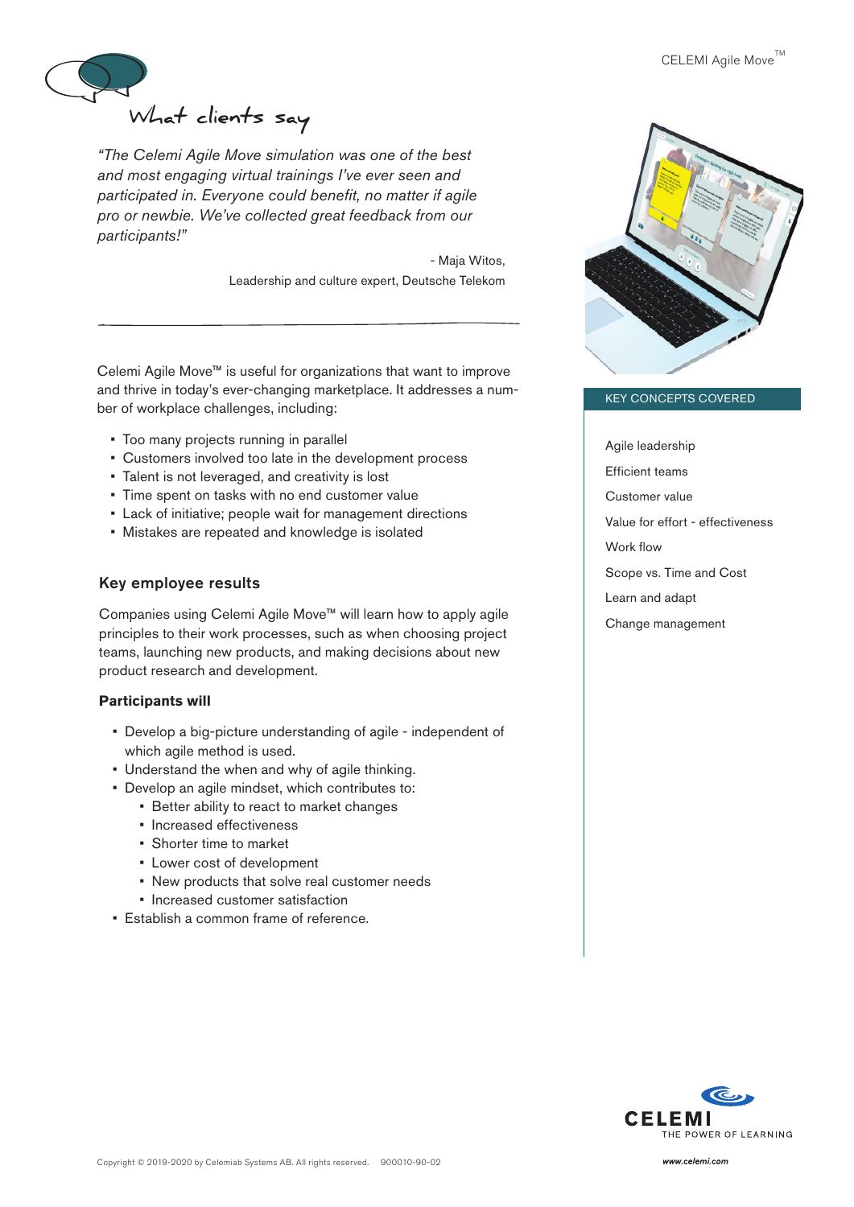## What clients say

*"The Celemi Agile Move simulation was one of the best and most engaging virtual trainings I've ever seen and participated in. Everyone could benefit, no matter if agile pro or newbie. We've collected great feedback from our participants!"*

- Maja Witos,
Leadership and culture expert, Deutsche Telekom

---

Celemi Agile Move™ is useful for organizations that want to improve and thrive in today's ever-changing marketplace. It addresses a number of workplace challenges, including:

- Too many projects running in parallel
- Customers involved too late in the development process
- Talent is not leveraged, and creativity is lost
- Time spent on tasks with no end customer value
- Lack of initiative; people wait for management directions
- Mistakes are repeated and knowledge is isolated

### Key employee results

Companies using Celemi Agile Move™ will learn how to apply agile principles to their work processes, such as when choosing project teams, launching new products, and making decisions about new product research and development.

**Participants will**

- Develop a big-picture understanding of agile - independent of which agile method is used.
- Understand the when and why of agile thinking.
- Develop an agile mindset, which contributes to:
  - Better ability to react to market changes
  - Increased effectiveness
  - Shorter time to market
  - Lower cost of development
  - New products that solve real customer needs
  - Increased customer satisfaction
- Establish a common frame of reference.

### KEY CONCEPTS COVERED

Agile leadership

Efficient teams

Customer value

Value for effort - effectiveness

Work flow

Scope vs. Time and Cost

Learn and adapt

Change management

CELEMI
THE POWER OF LEARNING

Copyright © 2019-2020 by Celemiab Systems AB. All rights reserved. 900010-90-02

www.celemi.com